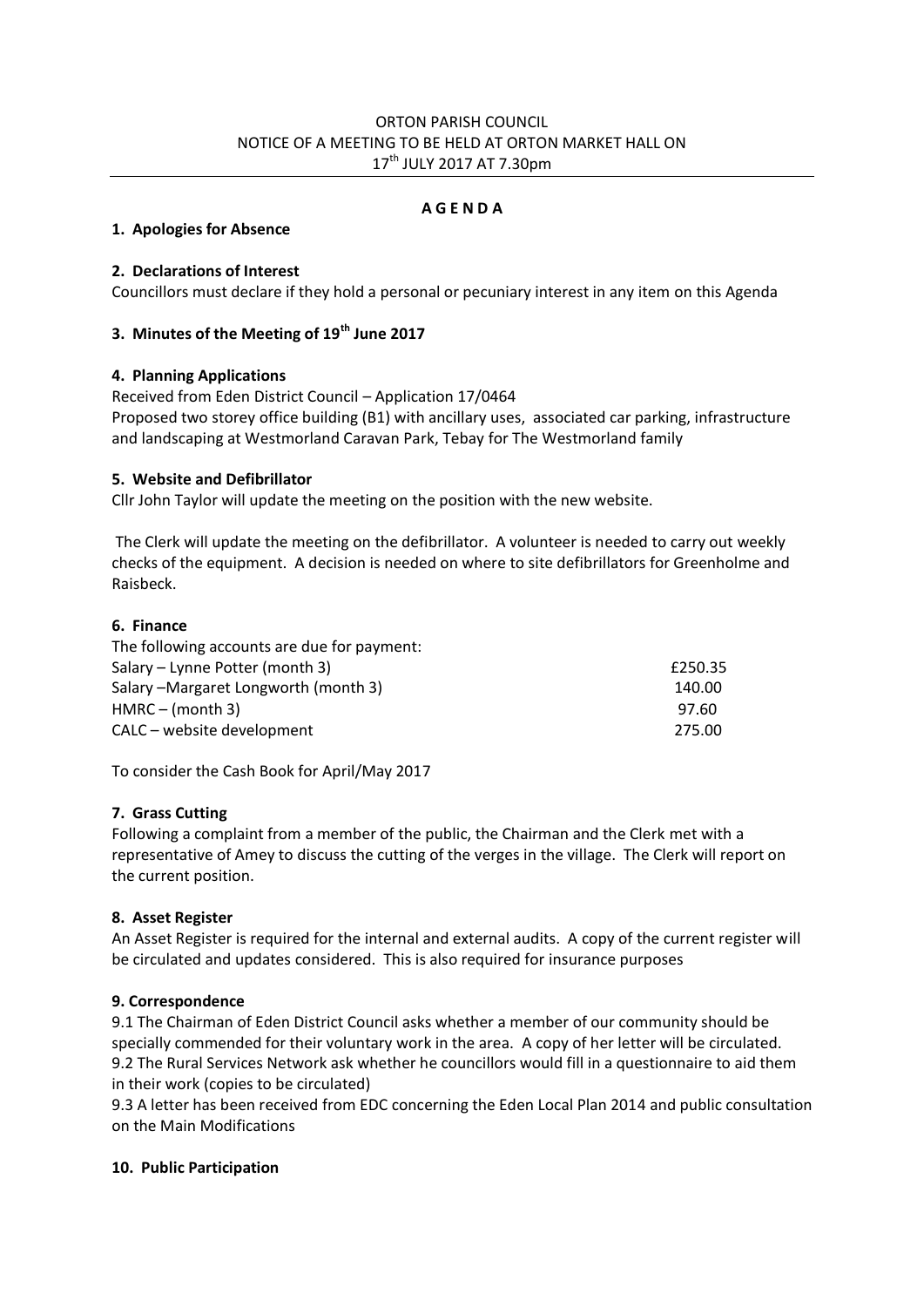ORTON PARISH COUNCIL
NOTICE OF A MEETING TO BE HELD AT ORTON MARKET HALL ON
17th JULY 2017 AT 7.30pm

---

**A G E N D A**

## 1. Apologies for Absence

## 2. Declarations of Interest

Councillors must declare if they hold a personal or pecuniary interest in any item on this Agenda

## 3. Minutes of the Meeting of 19th June 2017

## 4. Planning Applications

Received from Eden District Council – Application 17/0464
Proposed two storey office building (B1) with ancillary uses, associated car parking, infrastructure and landscaping at Westmorland Caravan Park, Tebay for The Westmorland family

## 5. Website and Defibrillator

Cllr John Taylor will update the meeting on the position with the new website.

The Clerk will update the meeting on the defibrillator. A volunteer is needed to carry out weekly checks of the equipment. A decision is needed on where to site defibrillators for Greenholme and Raisbeck.

## 6. Finance

The following accounts are due for payment:

| | |
|---|---|
| Salary – Lynne Potter (month 3) | £250.35 |
| Salary –Margaret Longworth (month 3) | 140.00 |
| HMRC – (month 3) | 97.60 |
| CALC – website development | 275.00 |

To consider the Cash Book for April/May 2017

## 7. Grass Cutting

Following a complaint from a member of the public, the Chairman and the Clerk met with a representative of Amey to discuss the cutting of the verges in the village. The Clerk will report on the current position.

## 8. Asset Register

An Asset Register is required for the internal and external audits. A copy of the current register will be circulated and updates considered. This is also required for insurance purposes

## 9. Correspondence

9.1 The Chairman of Eden District Council asks whether a member of our community should be specially commended for their voluntary work in the area. A copy of her letter will be circulated.
9.2 The Rural Services Network ask whether he councillors would fill in a questionnaire to aid them in their work (copies to be circulated)
9.3 A letter has been received from EDC concerning the Eden Local Plan 2014 and public consultation on the Main Modifications

## 10. Public Participation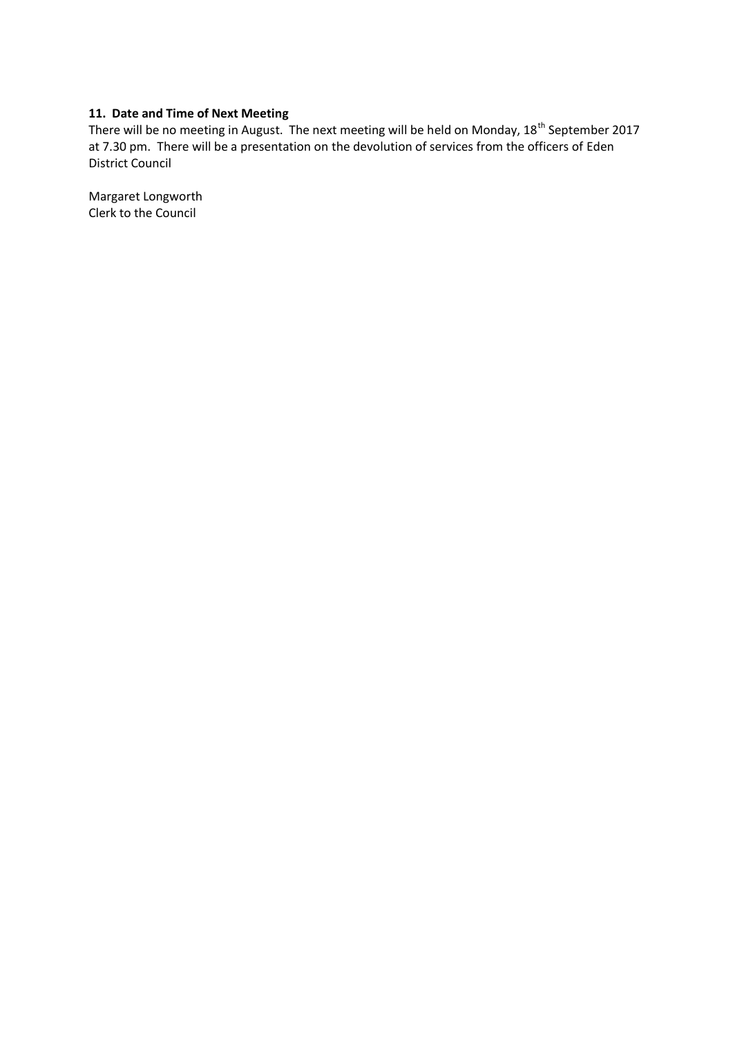**11. Date and Time of Next Meeting**

There will be no meeting in August. The next meeting will be held on Monday, 18th September 2017 at 7.30 pm. There will be a presentation on the devolution of services from the officers of Eden District Council

Margaret Longworth
Clerk to the Council